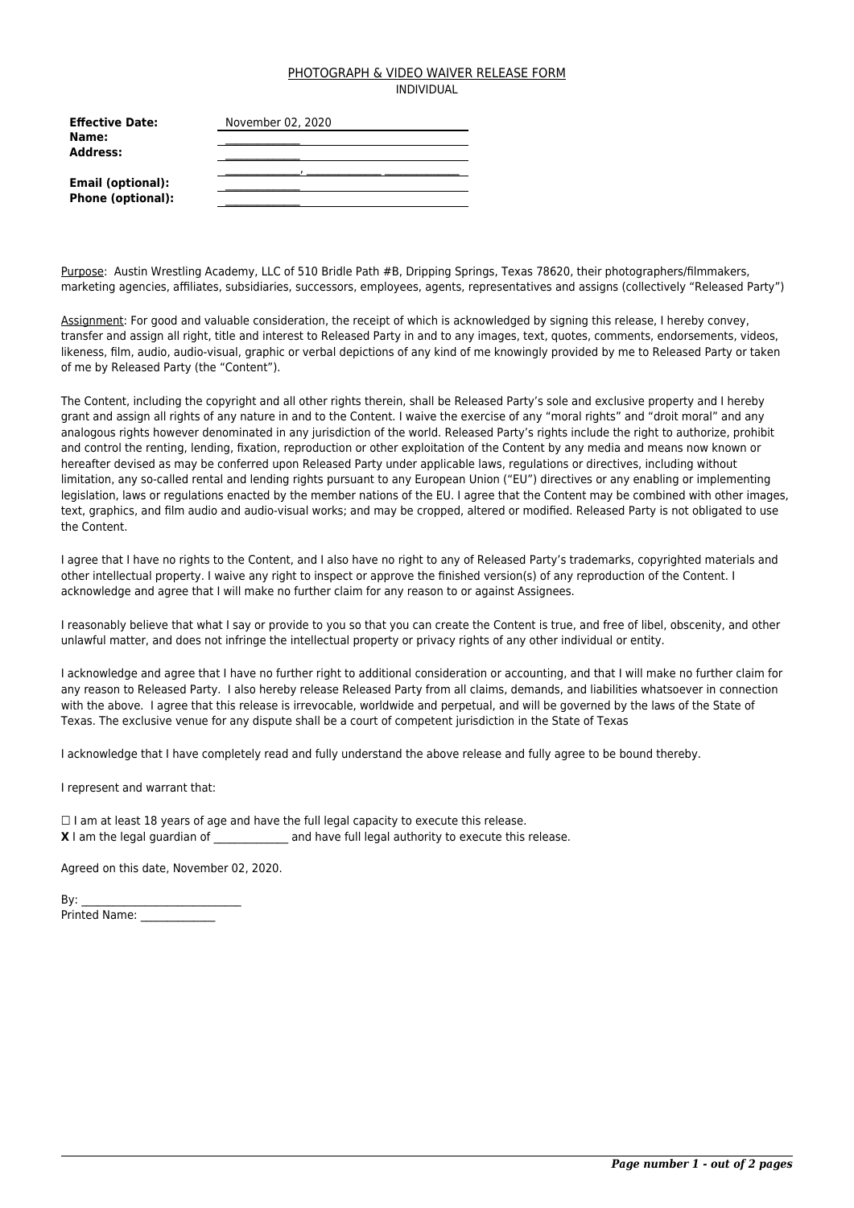# PHOTOGRAPH & VIDEO WAIVER RELEASE FORM

INDIVIDUAL

| | |
|---|---|
| **Effective Date:** | November 02, 2020 |
| **Name:** | ______________ |
| **Address:** | ______________ |
| | ______________, ______________ ______________ |
| **Email (optional):** | ______________ |
| **Phone (optional):** | ______________ |

Purpose: Austin Wrestling Academy, LLC of 510 Bridle Path #B, Dripping Springs, Texas 78620, their photographers/filmmakers, marketing agencies, affiliates, subsidiaries, successors, employees, agents, representatives and assigns (collectively "Released Party")

Assignment: For good and valuable consideration, the receipt of which is acknowledged by signing this release, I hereby convey, transfer and assign all right, title and interest to Released Party in and to any images, text, quotes, comments, endorsements, videos, likeness, film, audio, audio-visual, graphic or verbal depictions of any kind of me knowingly provided by me to Released Party or taken of me by Released Party (the "Content").

The Content, including the copyright and all other rights therein, shall be Released Party's sole and exclusive property and I hereby grant and assign all rights of any nature in and to the Content. I waive the exercise of any "moral rights" and "droit moral" and any analogous rights however denominated in any jurisdiction of the world. Released Party's rights include the right to authorize, prohibit and control the renting, lending, fixation, reproduction or other exploitation of the Content by any media and means now known or hereafter devised as may be conferred upon Released Party under applicable laws, regulations or directives, including without limitation, any so-called rental and lending rights pursuant to any European Union ("EU") directives or any enabling or implementing legislation, laws or regulations enacted by the member nations of the EU. I agree that the Content may be combined with other images, text, graphics, and film audio and audio-visual works; and may be cropped, altered or modified. Released Party is not obligated to use the Content.

I agree that I have no rights to the Content, and I also have no right to any of Released Party's trademarks, copyrighted materials and other intellectual property. I waive any right to inspect or approve the finished version(s) of any reproduction of the Content. I acknowledge and agree that I will make no further claim for any reason to or against Assignees.

I reasonably believe that what I say or provide to you so that you can create the Content is true, and free of libel, obscenity, and other unlawful matter, and does not infringe the intellectual property or privacy rights of any other individual or entity.

I acknowledge and agree that I have no further right to additional consideration or accounting, and that I will make no further claim for any reason to Released Party. I also hereby release Released Party from all claims, demands, and liabilities whatsoever in connection with the above. I agree that this release is irrevocable, worldwide and perpetual, and will be governed by the laws of the State of Texas. The exclusive venue for any dispute shall be a court of competent jurisdiction in the State of Texas

I acknowledge that I have completely read and fully understand the above release and fully agree to be bound thereby.

I represent and warrant that:

☐ I am at least 18 years of age and have the full legal capacity to execute this release.
**X** I am the legal guardian of ______________ and have full legal authority to execute this release.

Agreed on this date, November 02, 2020.

By: ____________________________
Printed Name: ______________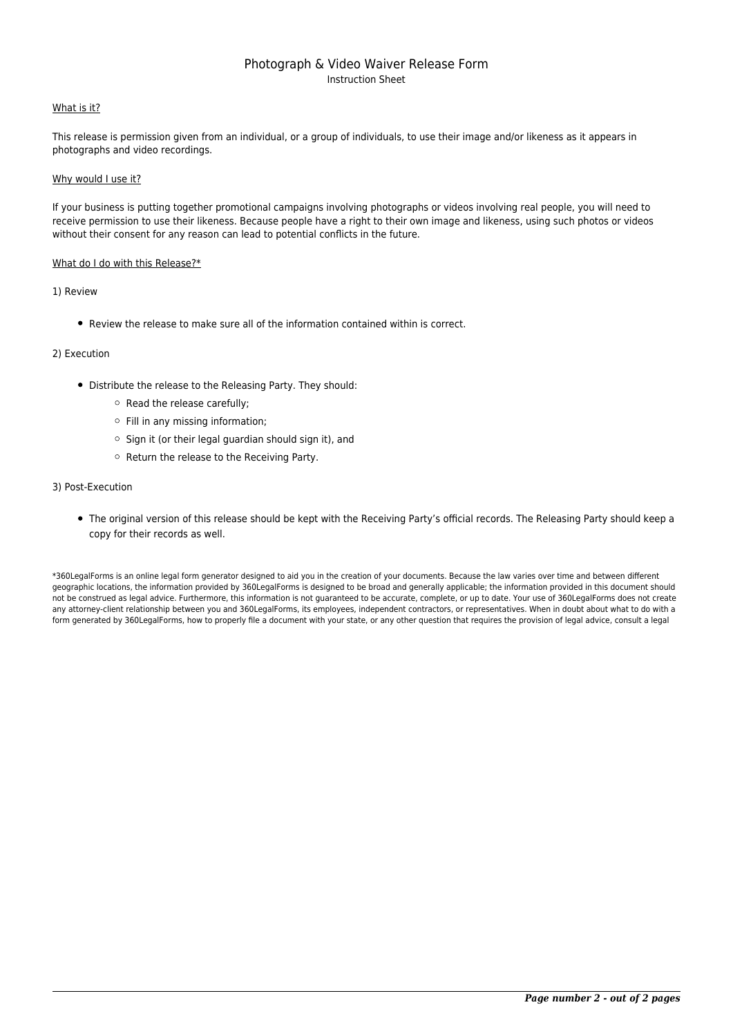# Photograph & Video Waiver Release Form

Instruction Sheet

## What is it?

This release is permission given from an individual, or a group of individuals, to use their image and/or likeness as it appears in photographs and video recordings.

## Why would I use it?

If your business is putting together promotional campaigns involving photographs or videos involving real people, you will need to receive permission to use their likeness. Because people have a right to their own image and likeness, using such photos or videos without their consent for any reason can lead to potential conflicts in the future.

## What do I do with this Release?*

1) Review

- Review the release to make sure all of the information contained within is correct.

2) Execution

- Distribute the release to the Releasing Party. They should:
  - Read the release carefully;
  - Fill in any missing information;
  - Sign it (or their legal guardian should sign it), and
  - Return the release to the Receiving Party.

3) Post-Execution

- The original version of this release should be kept with the Receiving Party's official records. The Releasing Party should keep a copy for their records as well.

*360LegalForms is an online legal form generator designed to aid you in the creation of your documents. Because the law varies over time and between different geographic locations, the information provided by 360LegalForms is designed to be broad and generally applicable; the information provided in this document should not be construed as legal advice. Furthermore, this information is not guaranteed to be accurate, complete, or up to date. Your use of 360LegalForms does not create any attorney-client relationship between you and 360LegalForms, its employees, independent contractors, or representatives. When in doubt about what to do with a form generated by 360LegalForms, how to properly file a document with your state, or any other question that requires the provision of legal advice, consult a legal